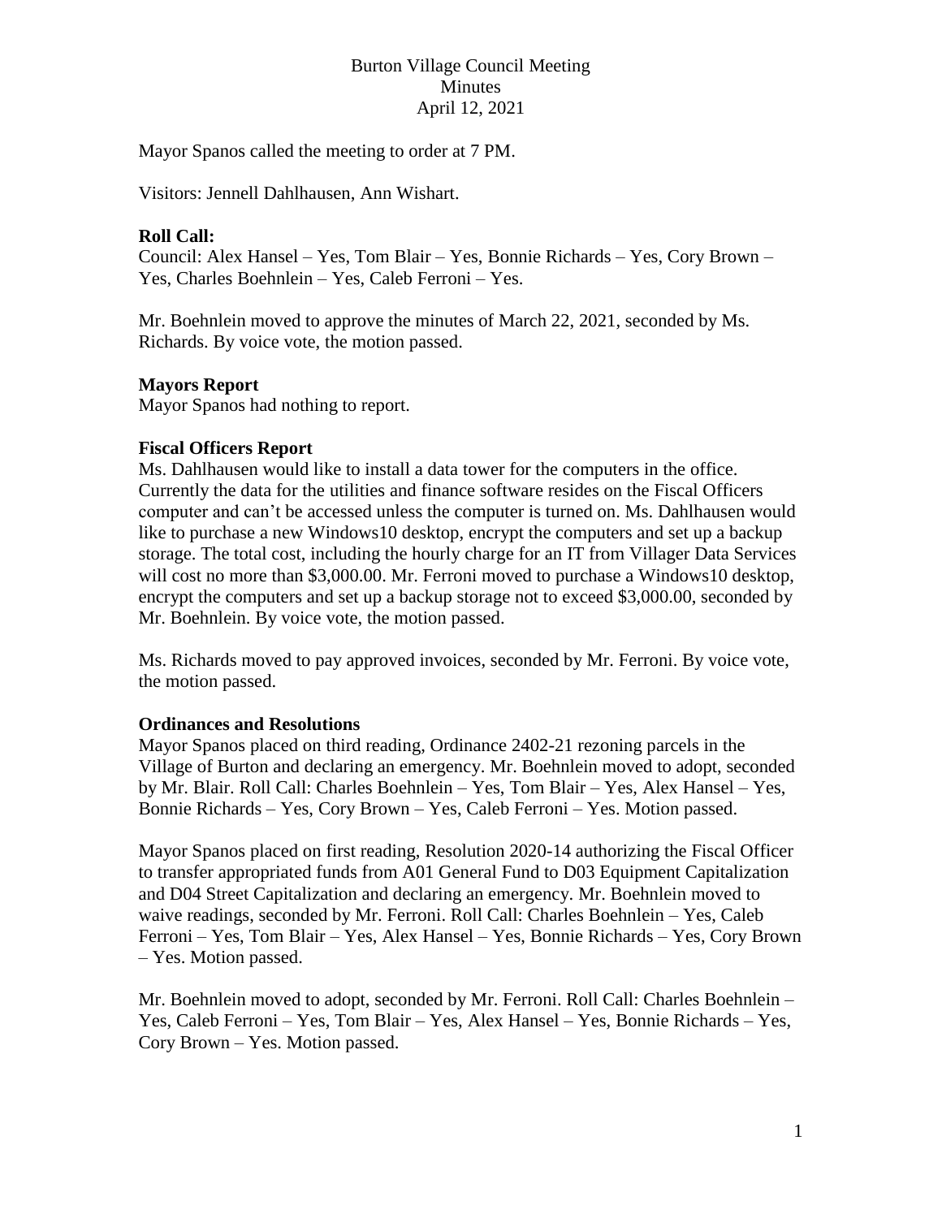# Burton Village Council Meeting
## Minutes
### April 12, 2021

Mayor Spanos called the meeting to order at 7 PM.

Visitors: Jennell Dahlhausen, Ann Wishart.

**Roll Call:**
Council: Alex Hansel – Yes, Tom Blair – Yes, Bonnie Richards – Yes, Cory Brown – Yes, Charles Boehnlein – Yes, Caleb Ferroni – Yes.

Mr. Boehnlein moved to approve the minutes of March 22, 2021, seconded by Ms. Richards. By voice vote, the motion passed.

**Mayors Report**
Mayor Spanos had nothing to report.

**Fiscal Officers Report**
Ms. Dahlhausen would like to install a data tower for the computers in the office. Currently the data for the utilities and finance software resides on the Fiscal Officers computer and can't be accessed unless the computer is turned on. Ms. Dahlhausen would like to purchase a new Windows10 desktop, encrypt the computers and set up a backup storage. The total cost, including the hourly charge for an IT from Villager Data Services will cost no more than $3,000.00. Mr. Ferroni moved to purchase a Windows10 desktop, encrypt the computers and set up a backup storage not to exceed $3,000.00, seconded by Mr. Boehnlein. By voice vote, the motion passed.

Ms. Richards moved to pay approved invoices, seconded by Mr. Ferroni. By voice vote, the motion passed.

**Ordinances and Resolutions**
Mayor Spanos placed on third reading, Ordinance 2402-21 rezoning parcels in the Village of Burton and declaring an emergency. Mr. Boehnlein moved to adopt, seconded by Mr. Blair. Roll Call: Charles Boehnlein – Yes, Tom Blair – Yes, Alex Hansel – Yes, Bonnie Richards – Yes, Cory Brown – Yes, Caleb Ferroni – Yes. Motion passed.

Mayor Spanos placed on first reading, Resolution 2020-14 authorizing the Fiscal Officer to transfer appropriated funds from A01 General Fund to D03 Equipment Capitalization and D04 Street Capitalization and declaring an emergency. Mr. Boehnlein moved to waive readings, seconded by Mr. Ferroni. Roll Call: Charles Boehnlein – Yes, Caleb Ferroni – Yes, Tom Blair – Yes, Alex Hansel – Yes, Bonnie Richards – Yes, Cory Brown – Yes. Motion passed.

Mr. Boehnlein moved to adopt, seconded by Mr. Ferroni. Roll Call: Charles Boehnlein – Yes, Caleb Ferroni – Yes, Tom Blair – Yes, Alex Hansel – Yes, Bonnie Richards – Yes, Cory Brown – Yes. Motion passed.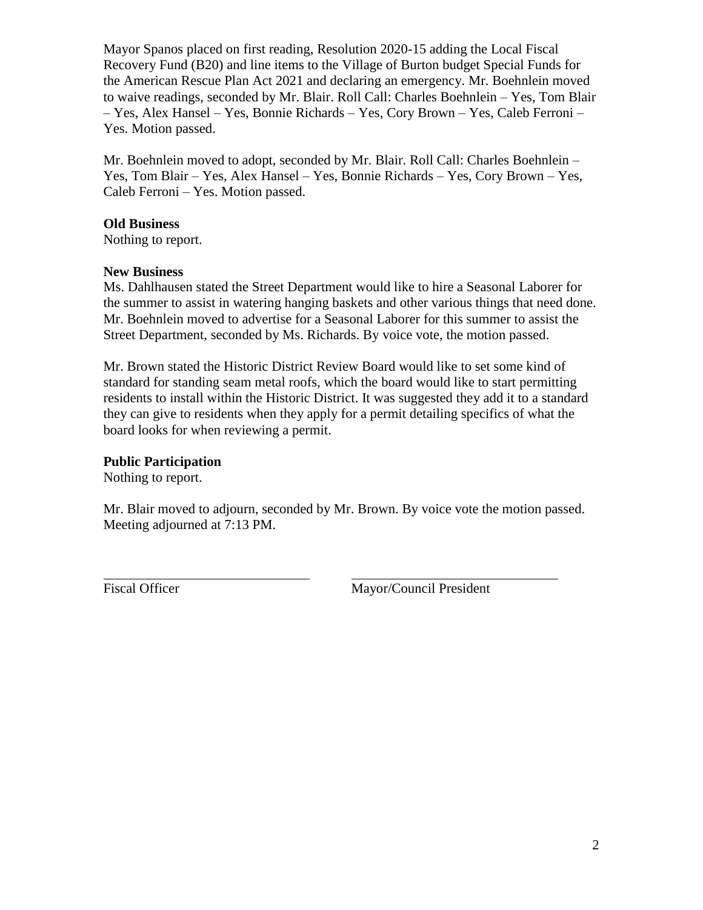Mayor Spanos placed on first reading, Resolution 2020-15 adding the Local Fiscal Recovery Fund (B20) and line items to the Village of Burton budget Special Funds for the American Rescue Plan Act 2021 and declaring an emergency. Mr. Boehnlein moved to waive readings, seconded by Mr. Blair. Roll Call: Charles Boehnlein – Yes, Tom Blair – Yes, Alex Hansel – Yes, Bonnie Richards – Yes, Cory Brown – Yes, Caleb Ferroni – Yes. Motion passed.

Mr. Boehnlein moved to adopt, seconded by Mr. Blair. Roll Call: Charles Boehnlein – Yes, Tom Blair – Yes, Alex Hansel – Yes, Bonnie Richards – Yes, Cory Brown – Yes, Caleb Ferroni – Yes. Motion passed.

**Old Business**

Nothing to report.

**New Business**

Ms. Dahlhausen stated the Street Department would like to hire a Seasonal Laborer for the summer to assist in watering hanging baskets and other various things that need done. Mr. Boehnlein moved to advertise for a Seasonal Laborer for this summer to assist the Street Department, seconded by Ms. Richards. By voice vote, the motion passed.

Mr. Brown stated the Historic District Review Board would like to set some kind of standard for standing seam metal roofs, which the board would like to start permitting residents to install within the Historic District. It was suggested they add it to a standard they can give to residents when they apply for a permit detailing specifics of what the board looks for when reviewing a permit.

**Public Participation**

Nothing to report.

Mr. Blair moved to adjourn, seconded by Mr. Brown. By voice vote the motion passed. Meeting adjourned at 7:13 PM.

\_\_\_\_\_\_\_\_\_\_\_\_\_\_\_\_\_\_\_\_\_\_\_\_\_\_\_\_\_\_ Fiscal Officer

\_\_\_\_\_\_\_\_\_\_\_\_\_\_\_\_\_\_\_\_\_\_\_\_\_\_\_\_\_\_ Mayor/Council President